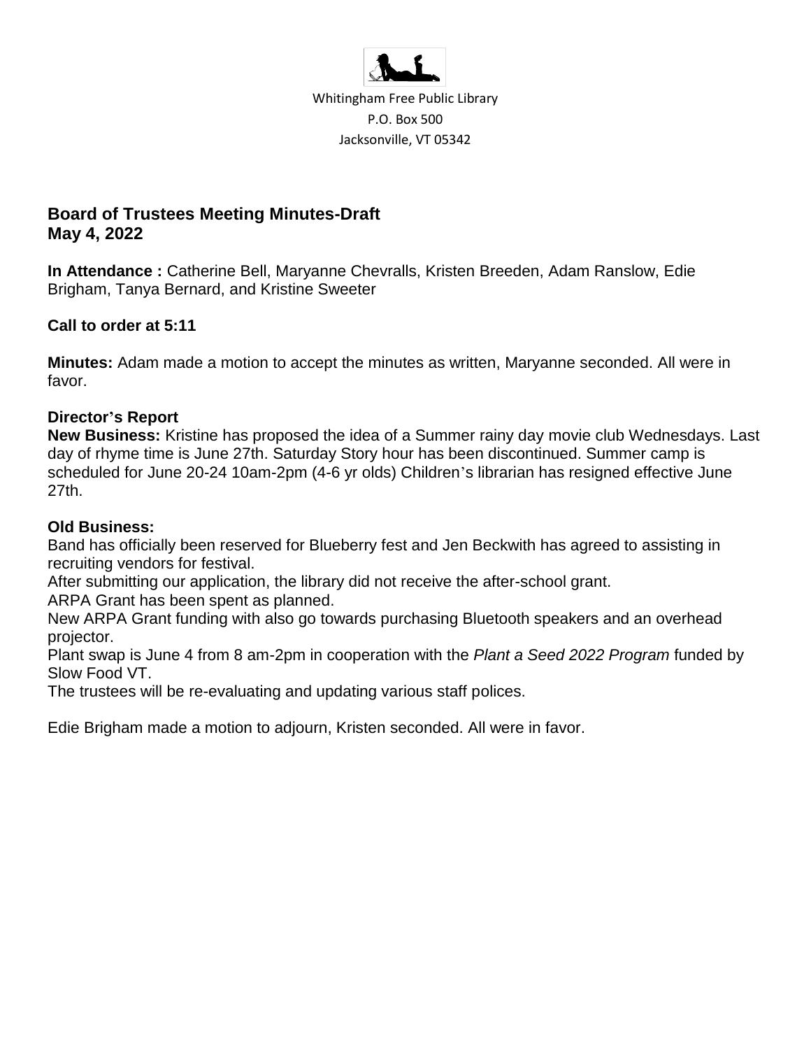Whitingham Free Public Library
P.O. Box 500
Jacksonville, VT 05342

## Board of Trustees Meeting Minutes-Draft
## May 4, 2022

**In Attendance :** Catherine Bell, Maryanne Chevralls, Kristen Breeden, Adam Ranslow, Edie Brigham, Tanya Bernard, and Kristine Sweeter

**Call to order at 5:11**

**Minutes:** Adam made a motion to accept the minutes as written, Maryanne seconded. All were in favor.

**Director's Report**

**New Business:** Kristine has proposed the idea of a Summer rainy day movie club Wednesdays. Last day of rhyme time is June 27th. Saturday Story hour has been discontinued. Summer camp is scheduled for June 20-24 10am-2pm (4-6 yr olds) Children's librarian has resigned effective June 27th.

**Old Business:**

Band has officially been reserved for Blueberry fest and Jen Beckwith has agreed to assisting in recruiting vendors for festival.

After submitting our application, the library did not receive the after-school grant.

ARPA Grant has been spent as planned.

New ARPA Grant funding with also go towards purchasing Bluetooth speakers and an overhead projector.

Plant swap is June 4 from 8 am-2pm in cooperation with the *Plant a Seed 2022 Program* funded by Slow Food VT.

The trustees will be re-evaluating and updating various staff polices.

Edie Brigham made a motion to adjourn, Kristen seconded. All were in favor.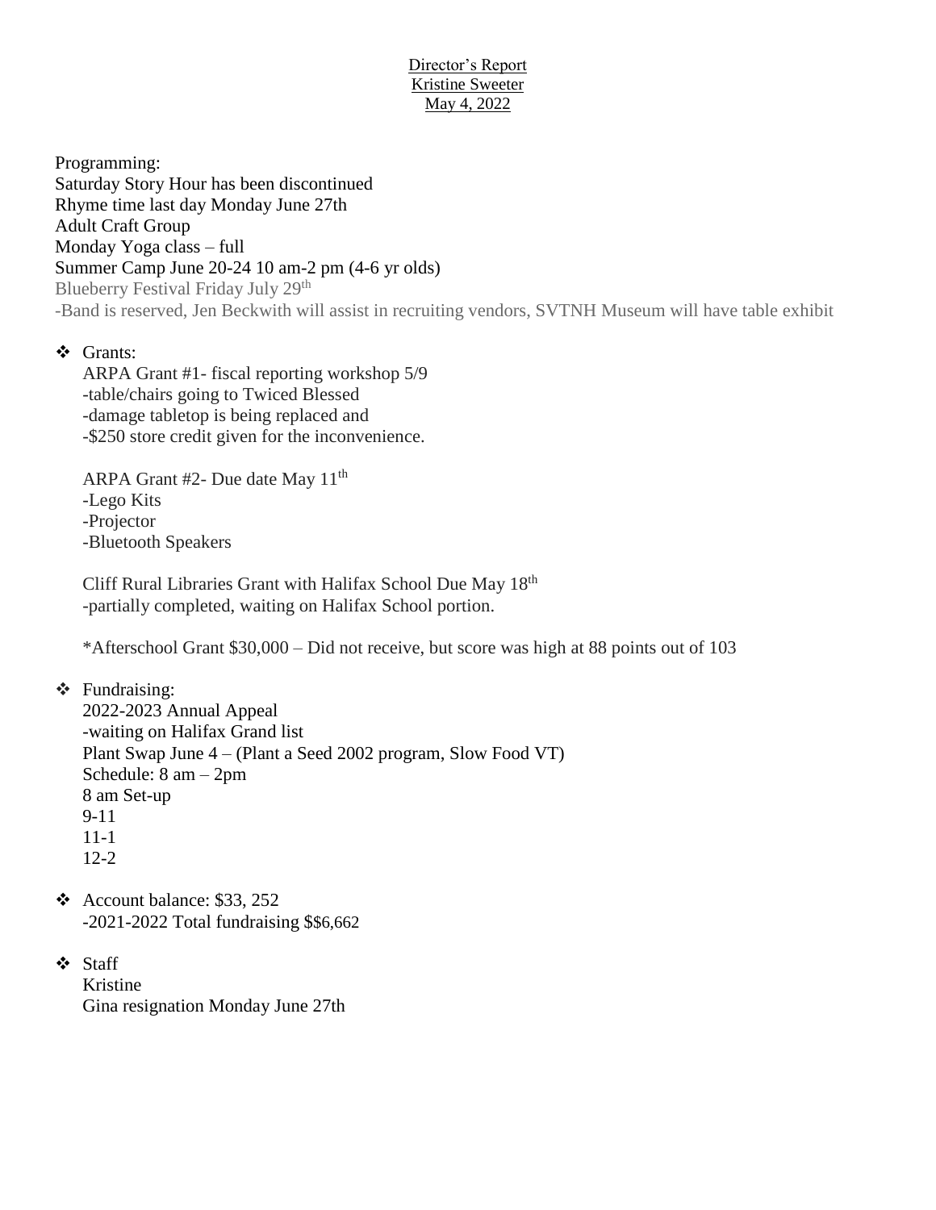Director's Report
Kristine Sweeter
May 4, 2022

Programming:
Saturday Story Hour has been discontinued
Rhyme time last day Monday June 27th
Adult Craft Group
Monday Yoga class – full
Summer Camp June 20-24 10 am-2 pm (4-6 yr olds)
Blueberry Festival Friday July 29th
-Band is reserved, Jen Beckwith will assist in recruiting vendors, SVTNH Museum will have table exhibit

- Grants:
  ARPA Grant #1- fiscal reporting workshop 5/9
  -table/chairs going to Twiced Blessed
  -damage tabletop is being replaced and
  -$250 store credit given for the inconvenience.

  ARPA Grant #2- Due date May 11th
  -Lego Kits
  -Projector
  -Bluetooth Speakers

  Cliff Rural Libraries Grant with Halifax School Due May 18th
  -partially completed, waiting on Halifax School portion.

  *Afterschool Grant $30,000 – Did not receive, but score was high at 88 points out of 103

- Fundraising:
  2022-2023 Annual Appeal
  -waiting on Halifax Grand list
  Plant Swap June 4 – (Plant a Seed 2002 program, Slow Food VT)
  Schedule: 8 am – 2pm
  8 am Set-up
  9-11
  11-1
  12-2

- Account balance: $33, 252
  -2021-2022 Total fundraising $$6,662

- Staff
  Kristine
  Gina resignation Monday June 27th